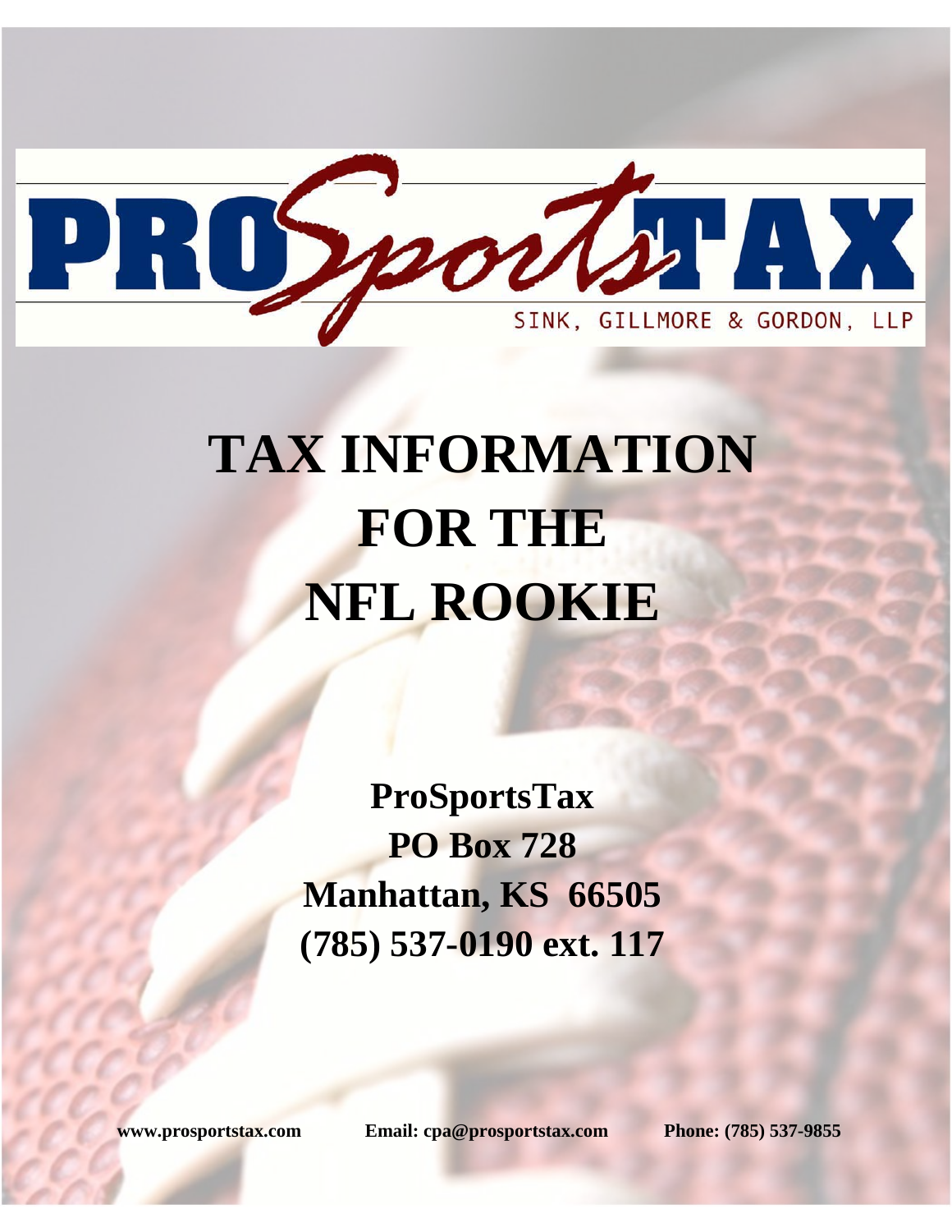PRO*Sports*TAX

SINK, GILLMORE & GORDON, LLP

# TAX INFORMATION FOR THE NFL ROOKIE

**ProSportsTax**
**PO Box 728**
**Manhattan, KS 66505**
**(785) 537-0190 ext. 117**

**www.prosportstax.com** **Email: cpa@prosportstax.com** **Phone: (785) 537-9855**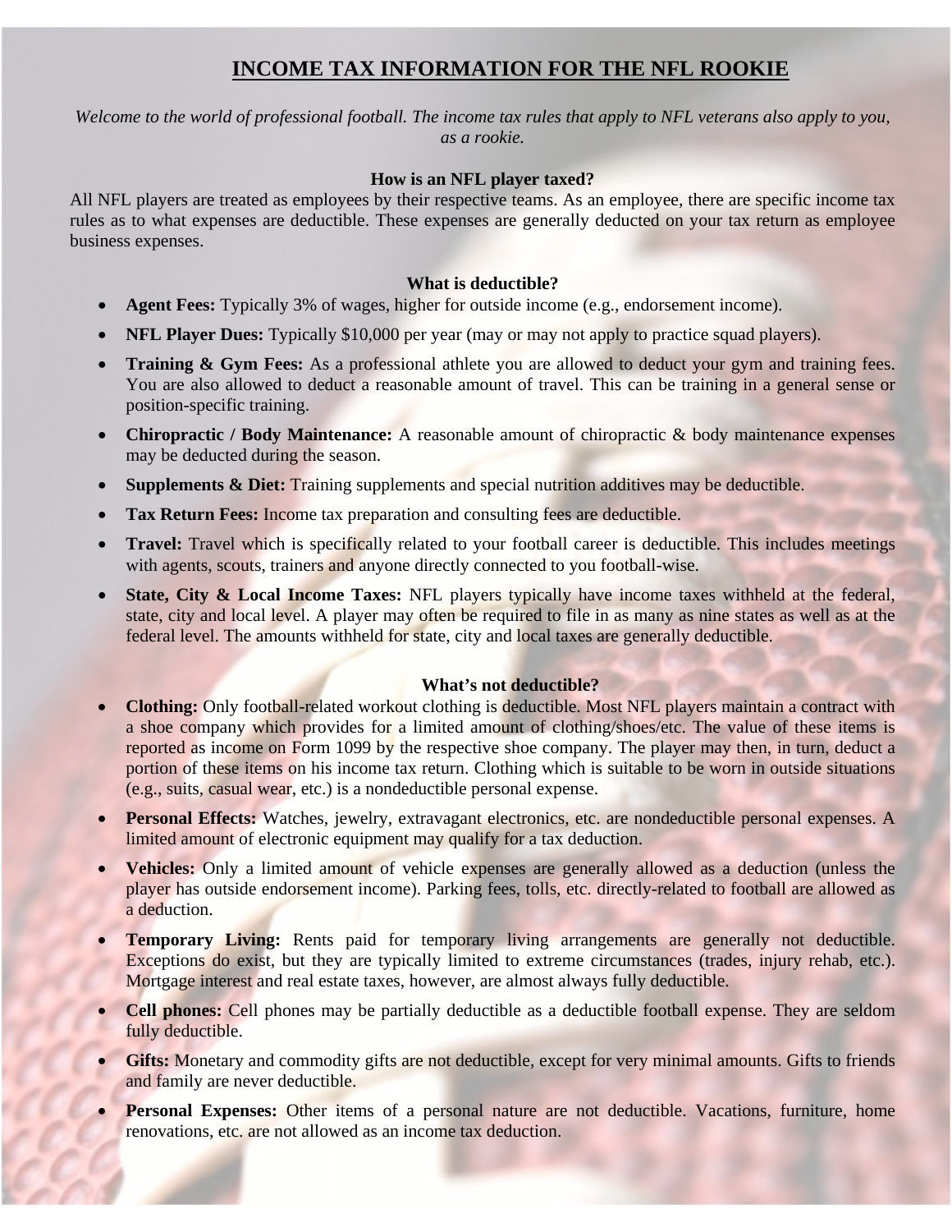# INCOME TAX INFORMATION FOR THE NFL ROOKIE

*Welcome to the world of professional football. The income tax rules that apply to NFL veterans also apply to you, as a rookie.*

### How is an NFL player taxed?

All NFL players are treated as employees by their respective teams. As an employee, there are specific income tax rules as to what expenses are deductible. These expenses are generally deducted on your tax return as employee business expenses.

### What is deductible?

- **Agent Fees:** Typically 3% of wages, higher for outside income (e.g., endorsement income).
- **NFL Player Dues:** Typically $10,000 per year (may or may not apply to practice squad players).
- **Training & Gym Fees:** As a professional athlete you are allowed to deduct your gym and training fees. You are also allowed to deduct a reasonable amount of travel. This can be training in a general sense or position-specific training.
- **Chiropractic / Body Maintenance:** A reasonable amount of chiropractic & body maintenance expenses may be deducted during the season.
- **Supplements & Diet:** Training supplements and special nutrition additives may be deductible.
- **Tax Return Fees:** Income tax preparation and consulting fees are deductible.
- **Travel:** Travel which is specifically related to your football career is deductible. This includes meetings with agents, scouts, trainers and anyone directly connected to you football-wise.
- **State, City & Local Income Taxes:** NFL players typically have income taxes withheld at the federal, state, city and local level. A player may often be required to file in as many as nine states as well as at the federal level. The amounts withheld for state, city and local taxes are generally deductible.

### What's not deductible?

- **Clothing:** Only football-related workout clothing is deductible. Most NFL players maintain a contract with a shoe company which provides for a limited amount of clothing/shoes/etc. The value of these items is reported as income on Form 1099 by the respective shoe company. The player may then, in turn, deduct a portion of these items on his income tax return. Clothing which is suitable to be worn in outside situations (e.g., suits, casual wear, etc.) is a nondeductible personal expense.
- **Personal Effects:** Watches, jewelry, extravagant electronics, etc. are nondeductible personal expenses. A limited amount of electronic equipment may qualify for a tax deduction.
- **Vehicles:** Only a limited amount of vehicle expenses are generally allowed as a deduction (unless the player has outside endorsement income). Parking fees, tolls, etc. directly-related to football are allowed as a deduction.
- **Temporary Living:** Rents paid for temporary living arrangements are generally not deductible. Exceptions do exist, but they are typically limited to extreme circumstances (trades, injury rehab, etc.). Mortgage interest and real estate taxes, however, are almost always fully deductible.
- **Cell phones:** Cell phones may be partially deductible as a deductible football expense. They are seldom fully deductible.
- **Gifts:** Monetary and commodity gifts are not deductible, except for very minimal amounts. Gifts to friends and family are never deductible.
- **Personal Expenses:** Other items of a personal nature are not deductible. Vacations, furniture, home renovations, etc. are not allowed as an income tax deduction.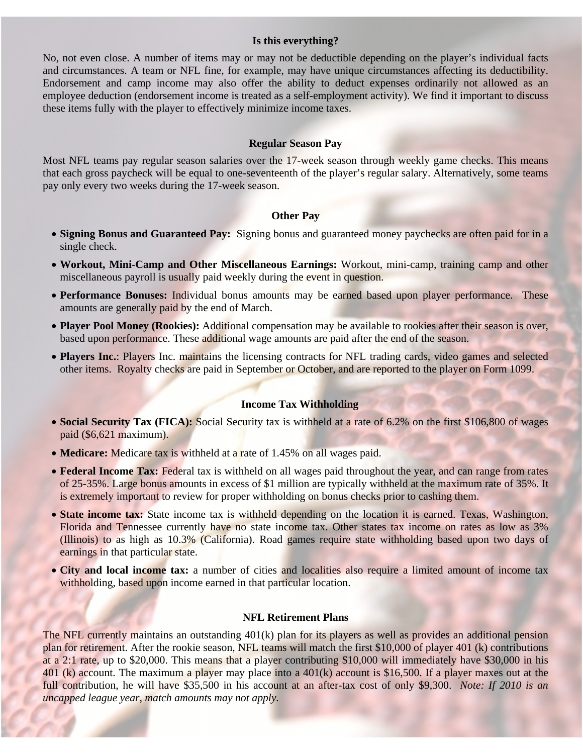## Is this everything?

No, not even close. A number of items may or may not be deductible depending on the player's individual facts and circumstances. A team or NFL fine, for example, may have unique circumstances affecting its deductibility. Endorsement and camp income may also offer the ability to deduct expenses ordinarily not allowed as an employee deduction (endorsement income is treated as a self-employment activity). We find it important to discuss these items fully with the player to effectively minimize income taxes.

## Regular Season Pay

Most NFL teams pay regular season salaries over the 17-week season through weekly game checks. This means that each gross paycheck will be equal to one-seventeenth of the player's regular salary. Alternatively, some teams pay only every two weeks during the 17-week season.

## Other Pay

- **Signing Bonus and Guaranteed Pay:** Signing bonus and guaranteed money paychecks are often paid for in a single check.
- **Workout, Mini-Camp and Other Miscellaneous Earnings:** Workout, mini-camp, training camp and other miscellaneous payroll is usually paid weekly during the event in question.
- **Performance Bonuses:** Individual bonus amounts may be earned based upon player performance. These amounts are generally paid by the end of March.
- **Player Pool Money (Rookies):** Additional compensation may be available to rookies after their season is over, based upon performance. These additional wage amounts are paid after the end of the season.
- **Players Inc.**: Players Inc. maintains the licensing contracts for NFL trading cards, video games and selected other items. Royalty checks are paid in September or October, and are reported to the player on Form 1099.

## Income Tax Withholding

- **Social Security Tax (FICA):** Social Security tax is withheld at a rate of 6.2% on the first $106,800 of wages paid ($6,621 maximum).
- **Medicare:** Medicare tax is withheld at a rate of 1.45% on all wages paid.
- **Federal Income Tax:** Federal tax is withheld on all wages paid throughout the year, and can range from rates of 25-35%. Large bonus amounts in excess of $1 million are typically withheld at the maximum rate of 35%. It is extremely important to review for proper withholding on bonus checks prior to cashing them.
- **State income tax:** State income tax is withheld depending on the location it is earned. Texas, Washington, Florida and Tennessee currently have no state income tax. Other states tax income on rates as low as 3% (Illinois) to as high as 10.3% (California). Road games require state withholding based upon two days of earnings in that particular state.
- **City and local income tax:** a number of cities and localities also require a limited amount of income tax withholding, based upon income earned in that particular location.

## NFL Retirement Plans

The NFL currently maintains an outstanding 401(k) plan for its players as well as provides an additional pension plan for retirement. After the rookie season, NFL teams will match the first $10,000 of player 401 (k) contributions at a 2:1 rate, up to $20,000. This means that a player contributing $10,000 will immediately have $30,000 in his 401 (k) account. The maximum a player may place into a 401(k) account is $16,500. If a player maxes out at the full contribution, he will have $35,500 in his account at an after-tax cost of only $9,300. *Note: If 2010 is an uncapped league year, match amounts may not apply.*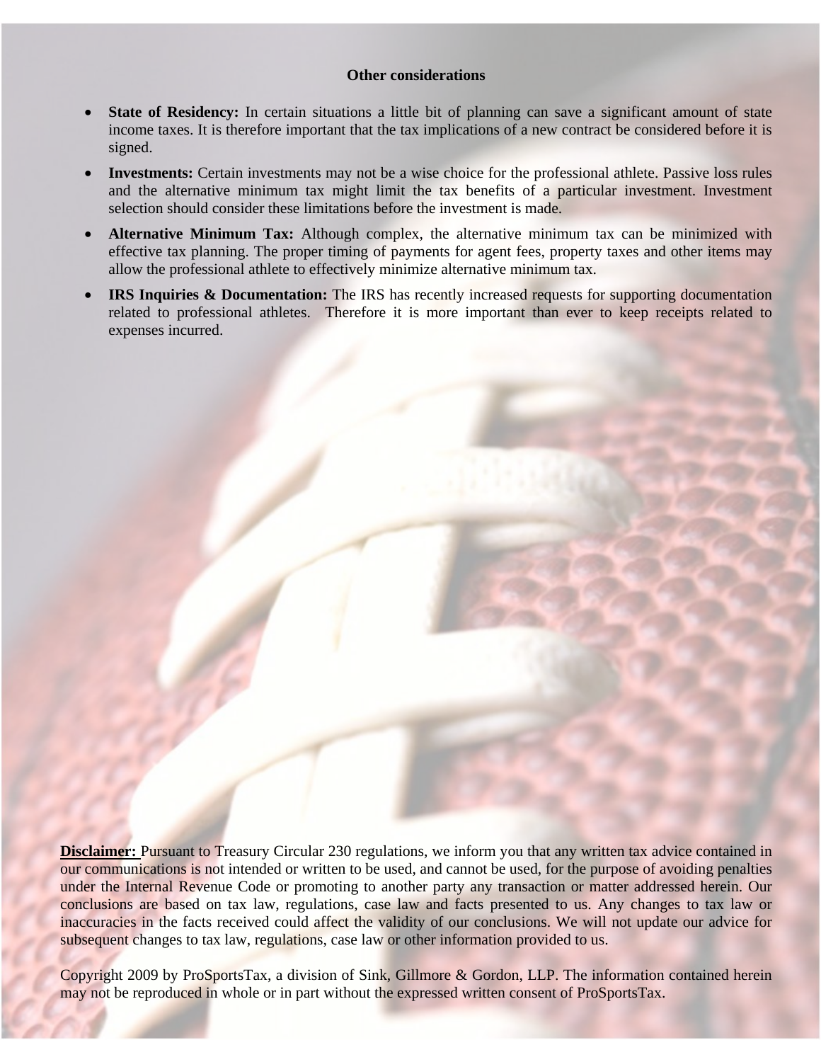**Other considerations**

- **State of Residency:** In certain situations a little bit of planning can save a significant amount of state income taxes. It is therefore important that the tax implications of a new contract be considered before it is signed.
- **Investments:** Certain investments may not be a wise choice for the professional athlete. Passive loss rules and the alternative minimum tax might limit the tax benefits of a particular investment. Investment selection should consider these limitations before the investment is made.
- **Alternative Minimum Tax:** Although complex, the alternative minimum tax can be minimized with effective tax planning. The proper timing of payments for agent fees, property taxes and other items may allow the professional athlete to effectively minimize alternative minimum tax.
- **IRS Inquiries & Documentation:** The IRS has recently increased requests for supporting documentation related to professional athletes. Therefore it is more important than ever to keep receipts related to expenses incurred.

**Disclaimer:** Pursuant to Treasury Circular 230 regulations, we inform you that any written tax advice contained in our communications is not intended or written to be used, and cannot be used, for the purpose of avoiding penalties under the Internal Revenue Code or promoting to another party any transaction or matter addressed herein. Our conclusions are based on tax law, regulations, case law and facts presented to us. Any changes to tax law or inaccuracies in the facts received could affect the validity of our conclusions. We will not update our advice for subsequent changes to tax law, regulations, case law or other information provided to us.

Copyright 2009 by ProSportsTax, a division of Sink, Gillmore & Gordon, LLP. The information contained herein may not be reproduced in whole or in part without the expressed written consent of ProSportsTax.